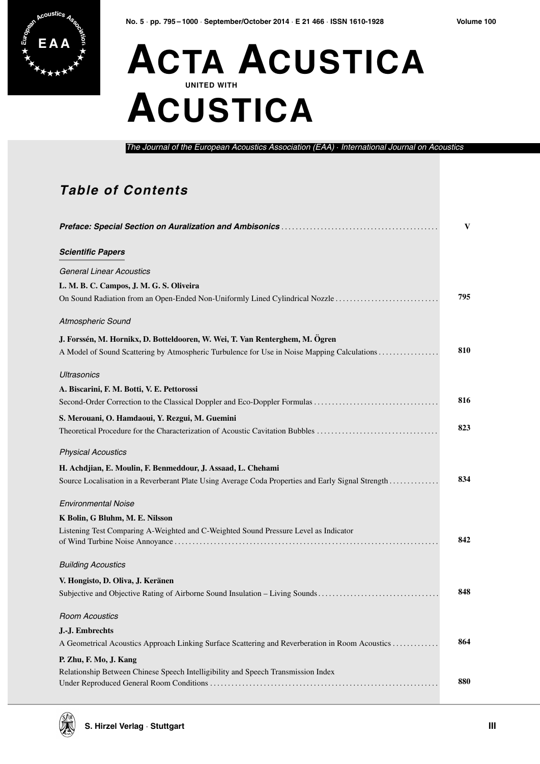# ACTA ACUSTICA UNITED WITH ACUSTICA

*The Journal of the European Acoustics Association (EAA) · International Journal on Acoustics*

## Table of Contents

***Preface: Special Section on Auralization and Ambisonics*** ..... V

### *Scientific Papers*

*General Linear Acoustics*

**L. M. B. C. Campos, J. M. G. S. Oliveira**
On Sound Radiation from an Open-Ended Non-Uniformly Lined Cylindrical Nozzle ..... 795

*Atmospheric Sound*

**J. Forssén, M. Hornikx, D. Botteldooren, W. Wei, T. Van Renterghem, M. Ögren**
A Model of Sound Scattering by Atmospheric Turbulence for Use in Noise Mapping Calculations ..... 810

*Ultrasonics*

**A. Biscarini, F. M. Botti, V. E. Pettorossi**
Second-Order Correction to the Classical Doppler and Eco-Doppler Formulas ..... 816

**S. Merouani, O. Hamdaoui, Y. Rezgui, M. Guemini**
Theoretical Procedure for the Characterization of Acoustic Cavitation Bubbles ..... 823

*Physical Acoustics*

**H. Achdjian, E. Moulin, F. Benmeddour, J. Assaad, L. Chehami**
Source Localisation in a Reverberant Plate Using Average Coda Properties and Early Signal Strength ..... 834

*Environmental Noise*

**K Bolin, G Bluhm, M. E. Nilsson**
Listening Test Comparing A-Weighted and C-Weighted Sound Pressure Level as Indicator of Wind Turbine Noise Annoyance ..... 842

*Building Acoustics*

**V. Hongisto, D. Oliva, J. Keränen**
Subjective and Objective Rating of Airborne Sound Insulation – Living Sounds ..... 848

*Room Acoustics*

**J.-J. Embrechts**
A Geometrical Acoustics Approach Linking Surface Scattering and Reverberation in Room Acoustics ..... 864

**P. Zhu, F. Mo, J. Kang**
Relationship Between Chinese Speech Intelligibility and Speech Transmission Index Under Reproduced General Room Conditions ..... 880

S. Hirzel Verlag · Stuttgart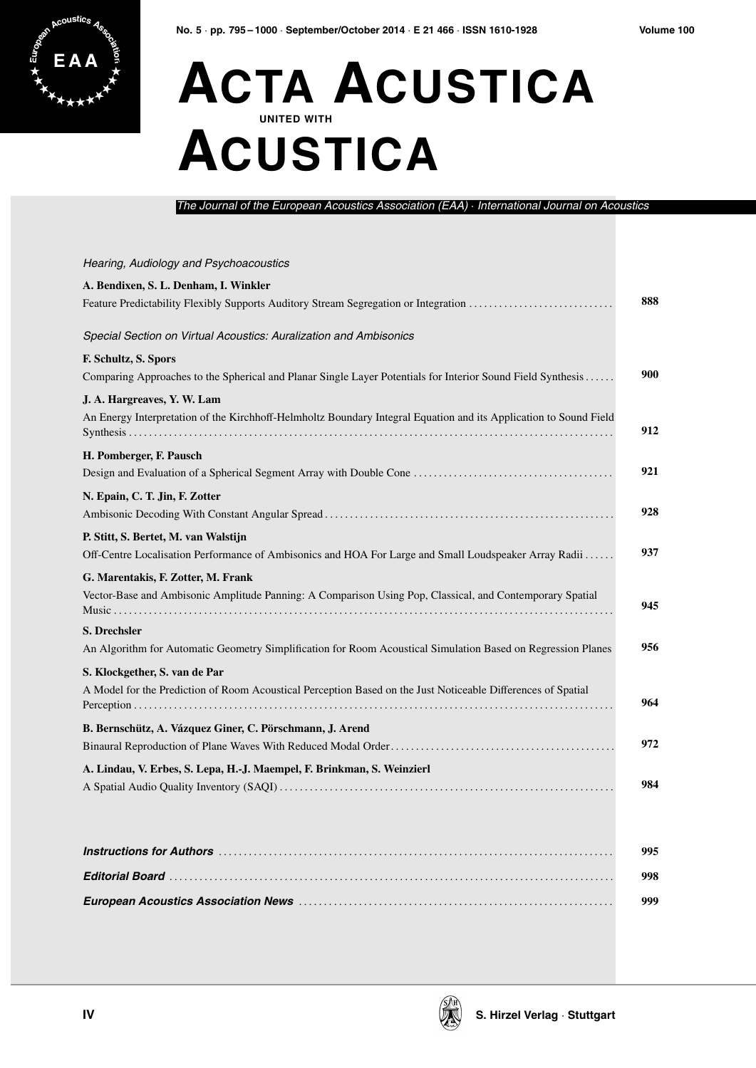# ACTA ACUSTICA UNITED WITH ACUSTICA

*The Journal of the European Acoustics Association (EAA) · International Journal on Acoustics*

*Hearing, Audiology and Psychoacoustics*

**A. Bendixen, S. L. Denham, I. Winkler**
Feature Predictability Flexibly Supports Auditory Stream Segregation or Integration ..... **888**

*Special Section on Virtual Acoustics: Auralization and Ambisonics*

**F. Schultz, S. Spors**
Comparing Approaches to the Spherical and Planar Single Layer Potentials for Interior Sound Field Synthesis ..... **900**

**J. A. Hargreaves, Y. W. Lam**
An Energy Interpretation of the Kirchhoff-Helmholtz Boundary Integral Equation and its Application to Sound Field Synthesis ..... **912**

**H. Pomberger, F. Pausch**
Design and Evaluation of a Spherical Segment Array with Double Cone ..... **921**

**N. Epain, C. T. Jin, F. Zotter**
Ambisonic Decoding With Constant Angular Spread ..... **928**

**P. Stitt, S. Bertet, M. van Walstijn**
Off-Centre Localisation Performance of Ambisonics and HOA For Large and Small Loudspeaker Array Radii ..... **937**

**G. Marentakis, F. Zotter, M. Frank**
Vector-Base and Ambisonic Amplitude Panning: A Comparison Using Pop, Classical, and Contemporary Spatial Music ..... **945**

**S. Drechsler**
An Algorithm for Automatic Geometry Simplification for Room Acoustical Simulation Based on Regression Planes **956**

**S. Klockgether, S. van de Par**
A Model for the Prediction of Room Acoustical Perception Based on the Just Noticeable Differences of Spatial Perception ..... **964**

**B. Bernschütz, A. Vázquez Giner, C. Pörschmann, J. Arend**
Binaural Reproduction of Plane Waves With Reduced Modal Order ..... **972**

**A. Lindau, V. Erbes, S. Lepa, H.-J. Maempel, F. Brinkman, S. Weinzierl**
A Spatial Audio Quality Inventory (SAQI) ..... **984**

***Instructions for Authors*** ..... **995**

***Editorial Board*** ..... **998**

***European Acoustics Association News*** ..... **999**

S. Hirzel Verlag · Stuttgart